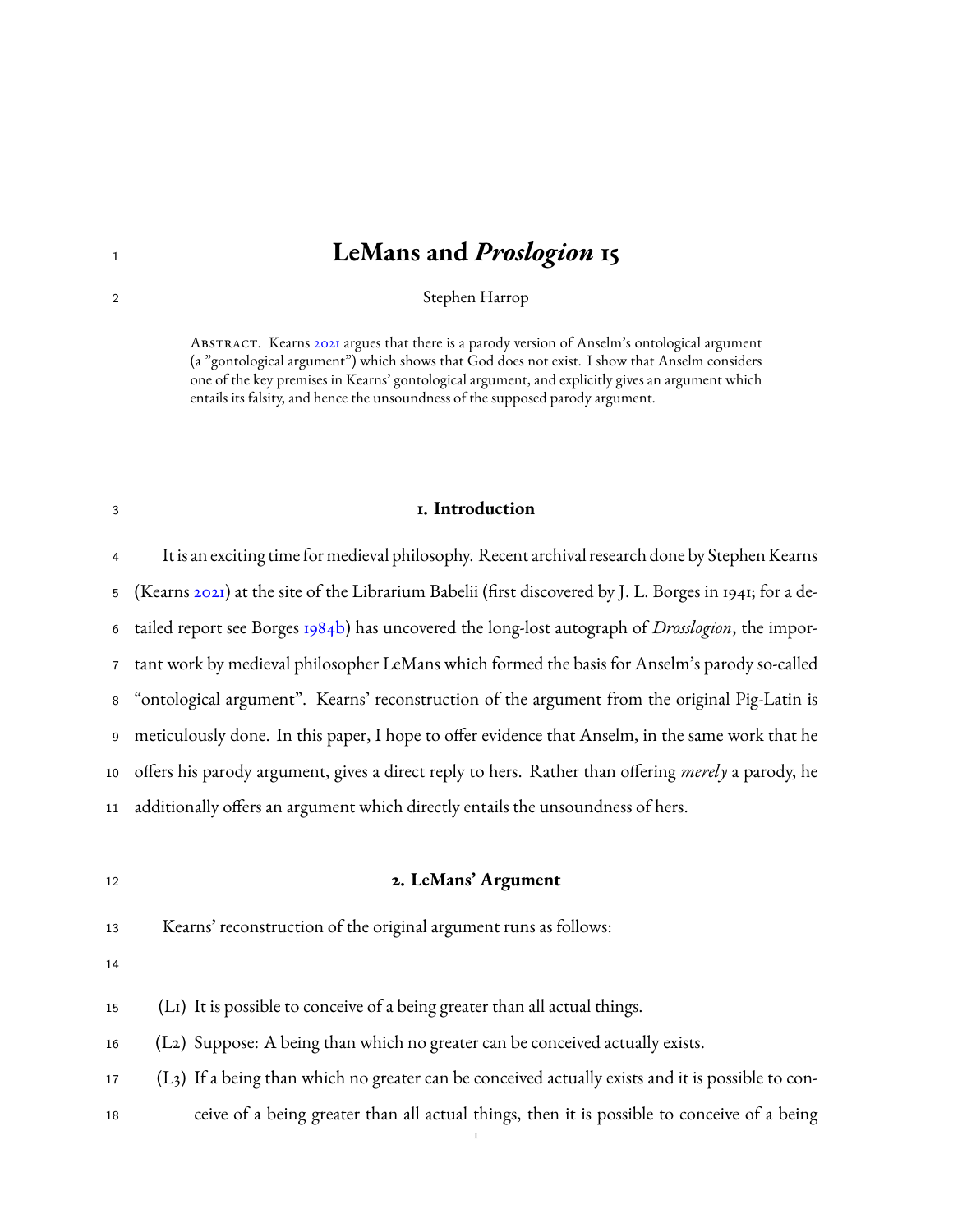# LeMans and *Proslogion* 15

Stephen Harrop

Abstract. Kearns 2021 argues that there is a parody version of Anselm's ontological argument (a "gontological argument") which shows that God does not exist. I show that Anselm considers one of the key premises in Kearns' gontological argument, and explicitly gives an argument which entails its falsity, and hence the unsoundness of the supposed parody argument.

## 1. Introduction

It is an exciting time for medieval philosophy. Recent archival research done by Stephen Kearns (Kearns 2021) at the site of the Librarium Babelii (first discovered by J. L. Borges in 1941; for a detailed report see Borges 1984b) has uncovered the long-lost autograph of *Drosslogion*, the important work by medieval philosopher LeMans which formed the basis for Anselm's parody so-called "ontological argument". Kearns' reconstruction of the argument from the original Pig-Latin is meticulously done. In this paper, I hope to offer evidence that Anselm, in the same work that he offers his parody argument, gives a direct reply to hers. Rather than offering *merely* a parody, he additionally offers an argument which directly entails the unsoundness of hers.

## 2. LeMans' Argument

Kearns' reconstruction of the original argument runs as follows:

(L1) It is possible to conceive of a being greater than all actual things.

(L2) Suppose: A being than which no greater can be conceived actually exists.

(L3) If a being than which no greater can be conceived actually exists and it is possible to conceive of a being greater than all actual things, then it is possible to conceive of a being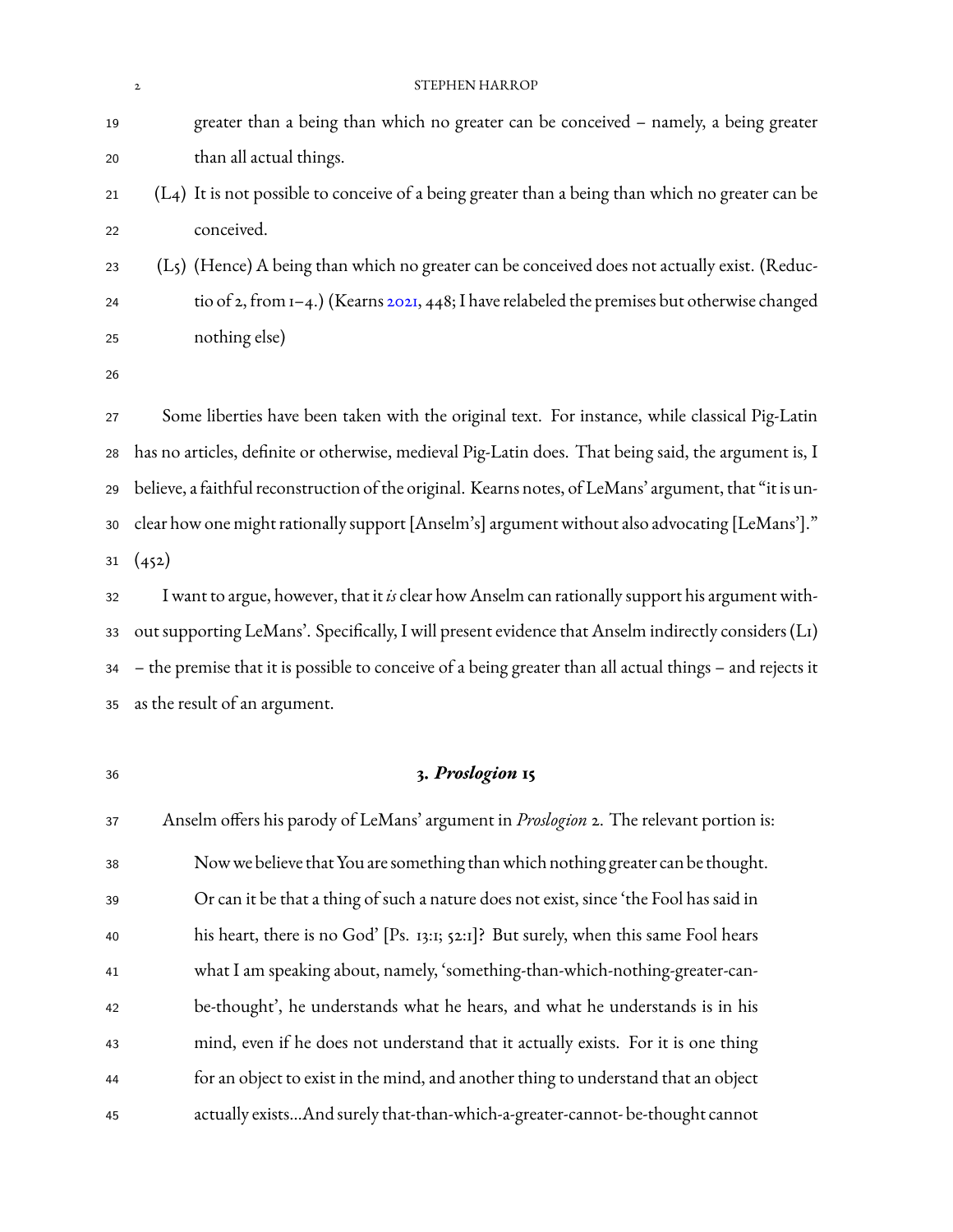greater than a being than which no greater can be conceived – namely, a being greater than all actual things.

(L4) It is not possible to conceive of a being greater than a being than which no greater can be conceived.

(L5) (Hence) A being than which no greater can be conceived does not actually exist. (Reductio of 2, from 1–4.) (Kearns 2021, 448; I have relabeled the premises but otherwise changed nothing else)

Some liberties have been taken with the original text. For instance, while classical Pig-Latin has no articles, definite or otherwise, medieval Pig-Latin does. That being said, the argument is, I believe, a faithful reconstruction of the original. Kearns notes, of LeMans' argument, that "it is unclear how one might rationally support [Anselm's] argument without also advocating [LeMans']." (452)

I want to argue, however, that it *is* clear how Anselm can rationally support his argument without supporting LeMans'. Specifically, I will present evidence that Anselm indirectly considers (L1) – the premise that it is possible to conceive of a being greater than all actual things – and rejects it as the result of an argument.

## 3. *Proslogion* 15

Anselm offers his parody of LeMans' argument in *Proslogion* 2. The relevant portion is:

> Now we believe that You are something than which nothing greater can be thought. Or can it be that a thing of such a nature does not exist, since 'the Fool has said in his heart, there is no God' [Ps. 13:1; 52:1]? But surely, when this same Fool hears what I am speaking about, namely, 'something-than-which-nothing-greater-can-be-thought', he understands what he hears, and what he understands is in his mind, even if he does not understand that it actually exists. For it is one thing for an object to exist in the mind, and another thing to understand that an object actually exists...And surely that-than-which-a-greater-cannot- be-thought cannot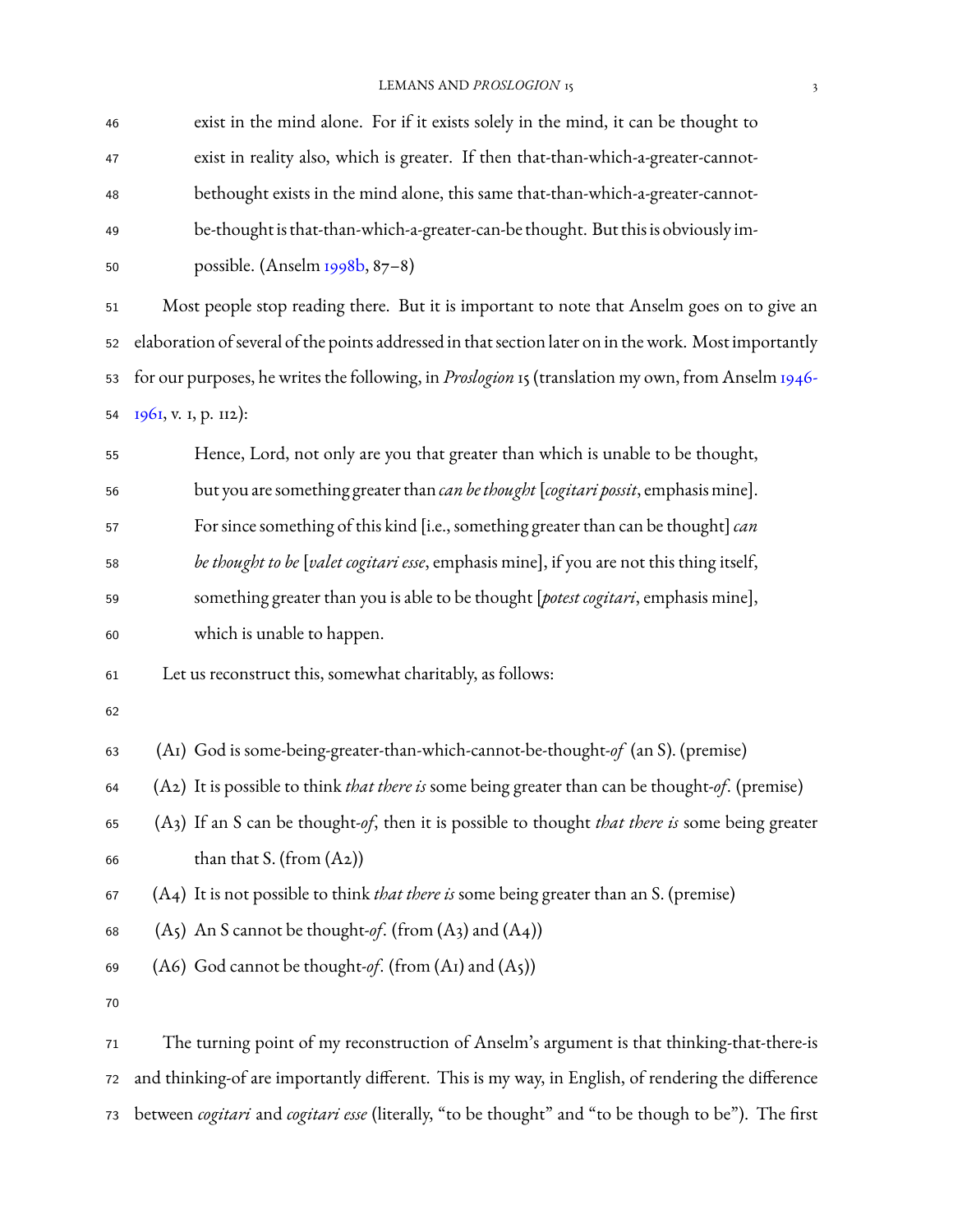> exist in the mind alone. For if it exists solely in the mind, it can be thought to exist in reality also, which is greater. If then that-than-which-a-greater-cannot-bethought exists in the mind alone, this same that-than-which-a-greater-cannot-be-thought is that-than-which-a-greater-can-be thought. But this is obviously impossible. (Anselm 1998b, 87–8)

Most people stop reading there. But it is important to note that Anselm goes on to give an elaboration of several of the points addressed in that section later on in the work. Most importantly for our purposes, he writes the following, in *Proslogion* 15 (translation my own, from Anselm 1946-1961, v. 1, p. 112):

> Hence, Lord, not only are you that greater than which is unable to be thought, but you are something greater than *can be thought* [*cogitari possit*, emphasis mine]. For since something of this kind [i.e., something greater than can be thought] *can be thought to be* [*valet cogitari esse*, emphasis mine], if you are not this thing itself, something greater than you is able to be thought [*potest cogitari*, emphasis mine], which is unable to happen.

Let us reconstruct this, somewhat charitably, as follows:

(A1) God is some-being-greater-than-which-cannot-be-thought-*of* (an S). (premise)

(A2) It is possible to think *that there is* some being greater than can be thought-*of*. (premise)

(A3) If an S can be thought-*of*, then it is possible to thought *that there is* some being greater than that S. (from (A2))

(A4) It is not possible to think *that there is* some being greater than an S. (premise)

(A5) An S cannot be thought-*of*. (from (A3) and (A4))

(A6) God cannot be thought-*of*. (from (A1) and (A5))

The turning point of my reconstruction of Anselm's argument is that thinking-that-there-is and thinking-of are importantly different. This is my way, in English, of rendering the difference between *cogitari* and *cogitari esse* (literally, "to be thought" and "to be though to be"). The first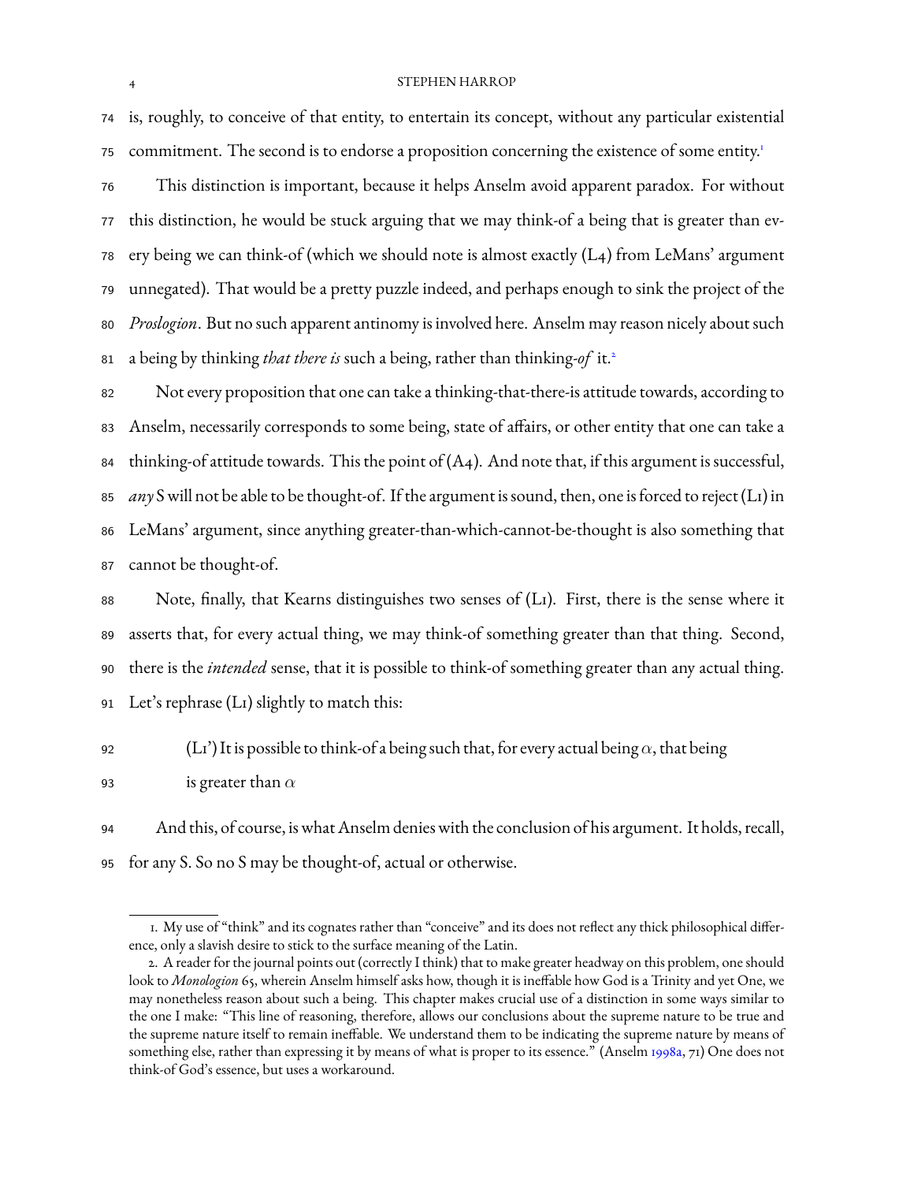is, roughly, to conceive of that entity, to entertain its concept, without any particular existential commitment. The second is to endorse a proposition concerning the existence of some entity.[1]

This distinction is important, because it helps Anselm avoid apparent paradox. For without this distinction, he would be stuck arguing that we may think-of a being that is greater than every being we can think-of (which we should note is almost exactly (L4) from LeMans' argument unnegated). That would be a pretty puzzle indeed, and perhaps enough to sink the project of the *Proslogion*. But no such apparent antinomy is involved here. Anselm may reason nicely about such a being by thinking *that there is* such a being, rather than thinking-*of* it.[2]

Not every proposition that one can take a thinking-that-there-is attitude towards, according to Anselm, necessarily corresponds to some being, state of affairs, or other entity that one can take a thinking-of attitude towards. This the point of (A4). And note that, if this argument is successful, *any* S will not be able to be thought-of. If the argument is sound, then, one is forced to reject (L1) in LeMans' argument, since anything greater-than-which-cannot-be-thought is also something that cannot be thought-of.

Note, finally, that Kearns distinguishes two senses of (L1). First, there is the sense where it asserts that, for every actual thing, we may think-of something greater than that thing. Second, there is the *intended* sense, that it is possible to think-of something greater than any actual thing. Let's rephrase (L1) slightly to match this:

> (L1') It is possible to think-of a being such that, for every actual being $\alpha$, that being is greater than $\alpha$

And this, of course, is what Anselm denies with the conclusion of his argument. It holds, recall, for any S. So no S may be thought-of, actual or otherwise.

---

1. My use of "think" and its cognates rather than "conceive" and its does not reflect any thick philosophical difference, only a slavish desire to stick to the surface meaning of the Latin.

2. A reader for the journal points out (correctly I think) that to make greater headway on this problem, one should look to *Monologion* 65, wherein Anselm himself asks how, though it is ineffable how God is a Trinity and yet One, we may nonetheless reason about such a being. This chapter makes crucial use of a distinction in some ways similar to the one I make: "This line of reasoning, therefore, allows our conclusions about the supreme nature to be true and the supreme nature itself to remain ineffable. We understand them to be indicating the supreme nature by means of something else, rather than expressing it by means of what is proper to its essence." (Anselm 1998a, 71) One does not think-of God's essence, but uses a workaround.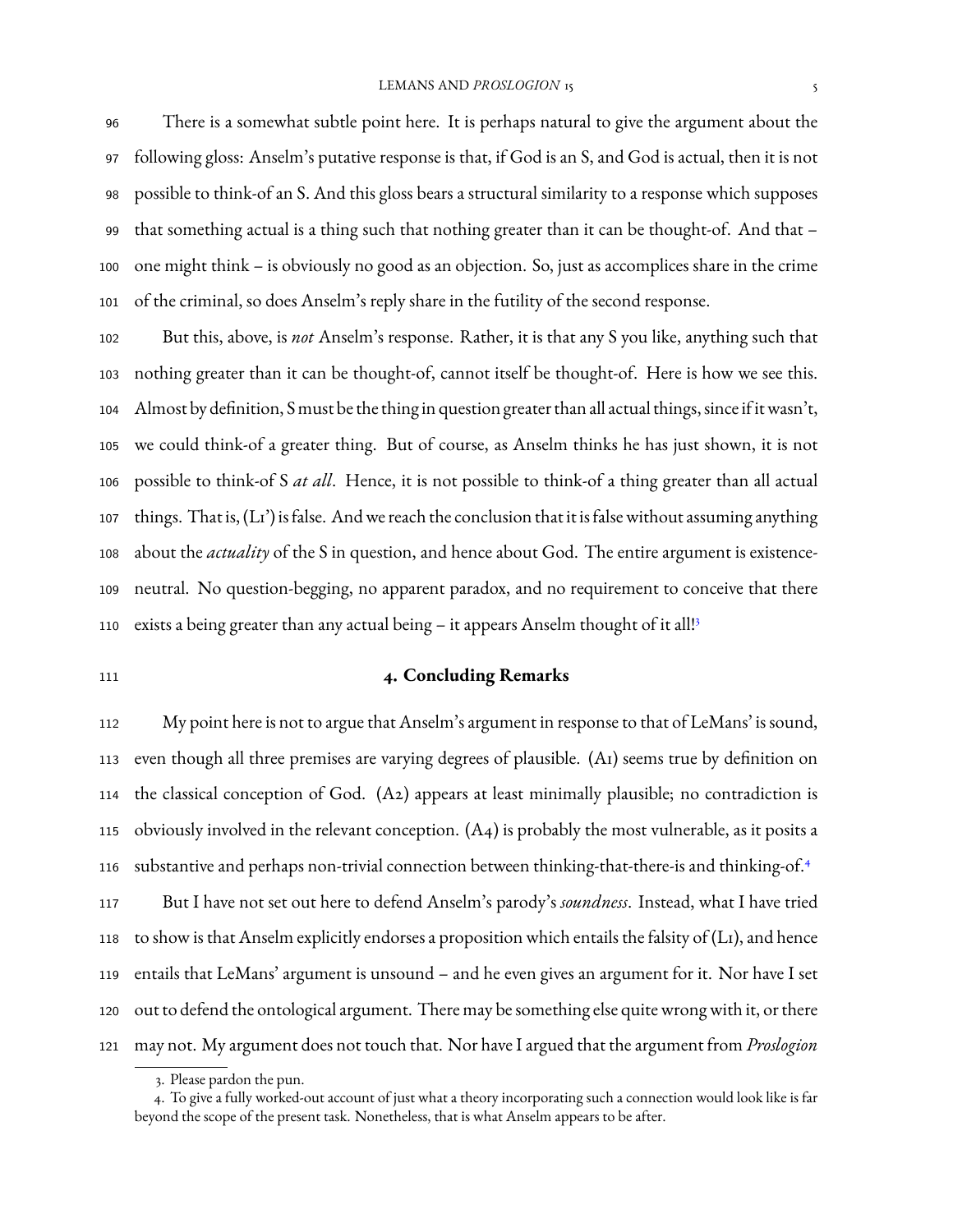There is a somewhat subtle point here. It is perhaps natural to give the argument about the following gloss: Anselm's putative response is that, if God is an S, and God is actual, then it is not possible to think-of an S. And this gloss bears a structural similarity to a response which supposes that something actual is a thing such that nothing greater than it can be thought-of. And that – one might think – is obviously no good as an objection. So, just as accomplices share in the crime of the criminal, so does Anselm's reply share in the futility of the second response.

But this, above, is *not* Anselm's response. Rather, it is that any S you like, anything such that nothing greater than it can be thought-of, cannot itself be thought-of. Here is how we see this. Almost by definition, S must be the thing in question greater than all actual things, since if it wasn't, we could think-of a greater thing. But of course, as Anselm thinks he has just shown, it is not possible to think-of S *at all*. Hence, it is not possible to think-of a thing greater than all actual things. That is, (L1') is false. And we reach the conclusion that it is false without assuming anything about the *actuality* of the S in question, and hence about God. The entire argument is existence-neutral. No question-begging, no apparent paradox, and no requirement to conceive that there exists a being greater than any actual being – it appears Anselm thought of it all![3]

## 4. Concluding Remarks

My point here is not to argue that Anselm's argument in response to that of LeMans' is sound, even though all three premises are varying degrees of plausible. (A1) seems true by definition on the classical conception of God. (A2) appears at least minimally plausible; no contradiction is obviously involved in the relevant conception. (A4) is probably the most vulnerable, as it posits a substantive and perhaps non-trivial connection between thinking-that-there-is and thinking-of.[4]

But I have not set out here to defend Anselm's parody's *soundness*. Instead, what I have tried to show is that Anselm explicitly endorses a proposition which entails the falsity of (L1), and hence entails that LeMans' argument is unsound – and he even gives an argument for it. Nor have I set out to defend the ontological argument. There may be something else quite wrong with it, or there may not. My argument does not touch that. Nor have I argued that the argument from *Proslogion*

3. Please pardon the pun.

4. To give a fully worked-out account of just what a theory incorporating such a connection would look like is far beyond the scope of the present task. Nonetheless, that is what Anselm appears to be after.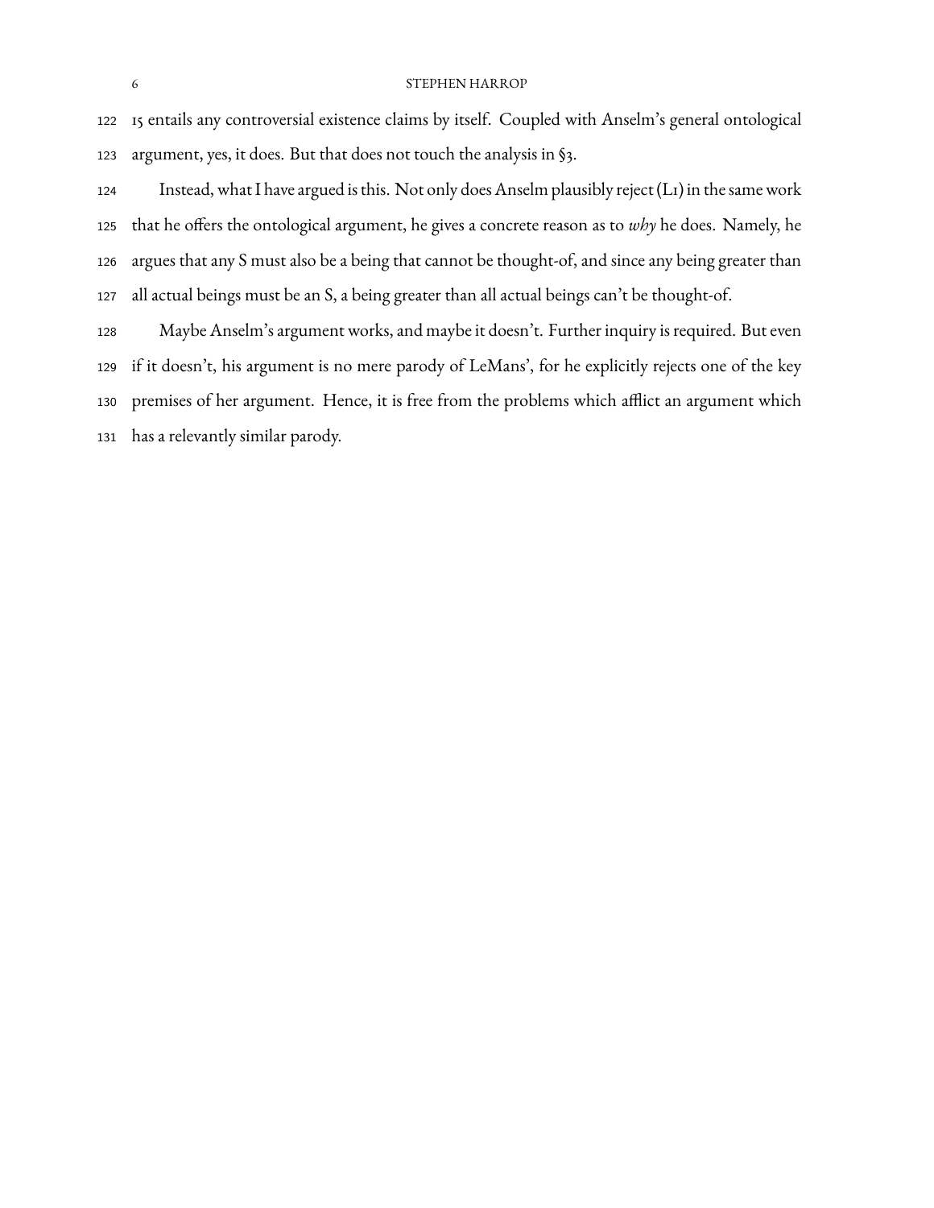15 entails any controversial existence claims by itself. Coupled with Anselm's general ontological argument, yes, it does. But that does not touch the analysis in §3.

Instead, what I have argued is this. Not only does Anselm plausibly reject (L1) in the same work that he offers the ontological argument, he gives a concrete reason as to *why* he does. Namely, he argues that any S must also be a being that cannot be thought-of, and since any being greater than all actual beings must be an S, a being greater than all actual beings can't be thought-of.

Maybe Anselm's argument works, and maybe it doesn't. Further inquiry is required. But even if it doesn't, his argument is no mere parody of LeMans', for he explicitly rejects one of the key premises of her argument. Hence, it is free from the problems which afflict an argument which has a relevantly similar parody.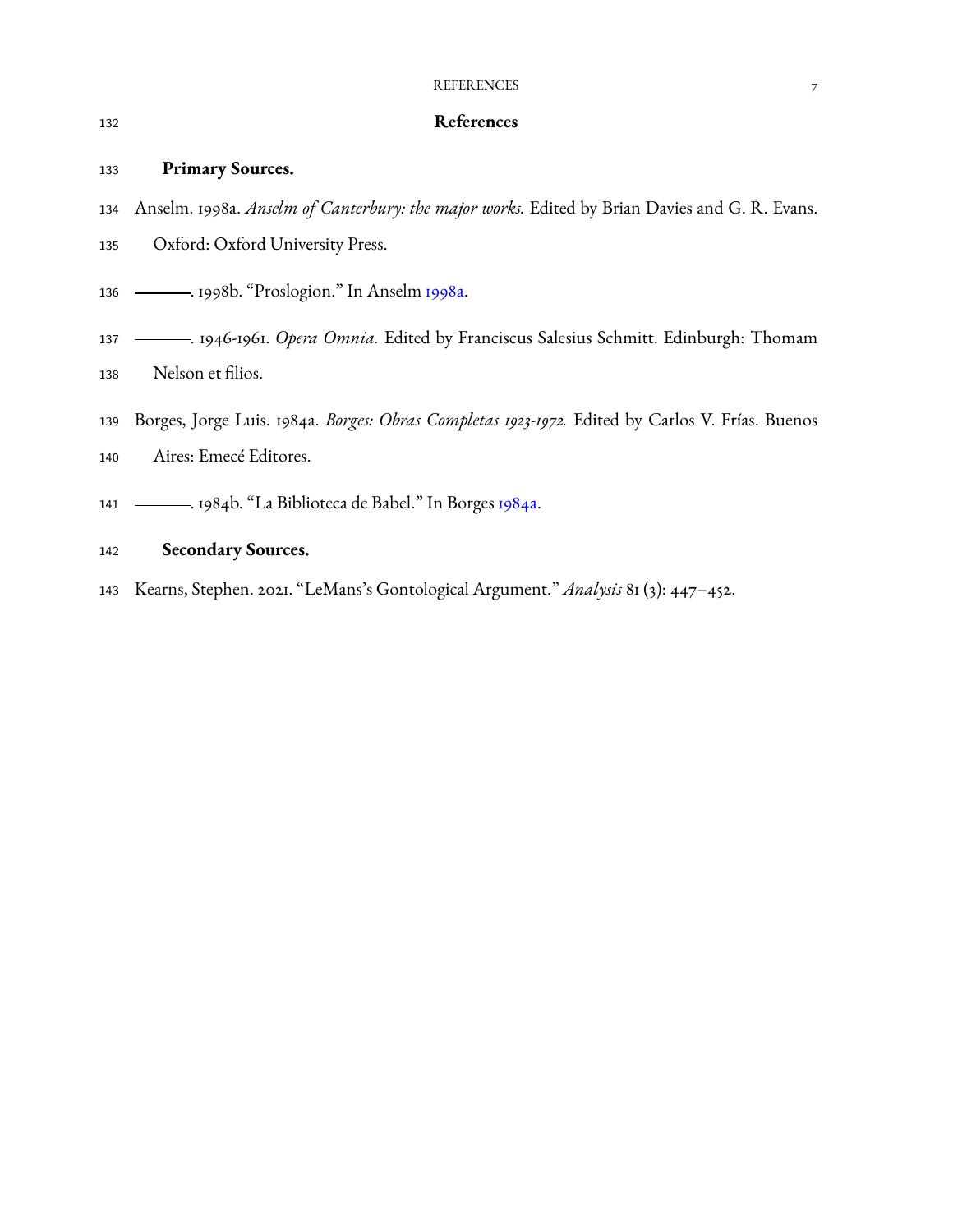# References

## Primary Sources.

Anselm. 1998a. *Anselm of Canterbury: the major works.* Edited by Brian Davies and G. R. Evans. Oxford: Oxford University Press.

———. 1998b. "Proslogion." In Anselm 1998a.

———. 1946-1961. *Opera Omnia.* Edited by Franciscus Salesius Schmitt. Edinburgh: Thomam Nelson et filios.

Borges, Jorge Luis. 1984a. *Borges: Obras Completas 1923-1972.* Edited by Carlos V. Frías. Buenos Aires: Emecé Editores.

———. 1984b. "La Biblioteca de Babel." In Borges 1984a.

## Secondary Sources.

Kearns, Stephen. 2021. "LeMans's Gontological Argument." *Analysis* 81 (3): 447–452.